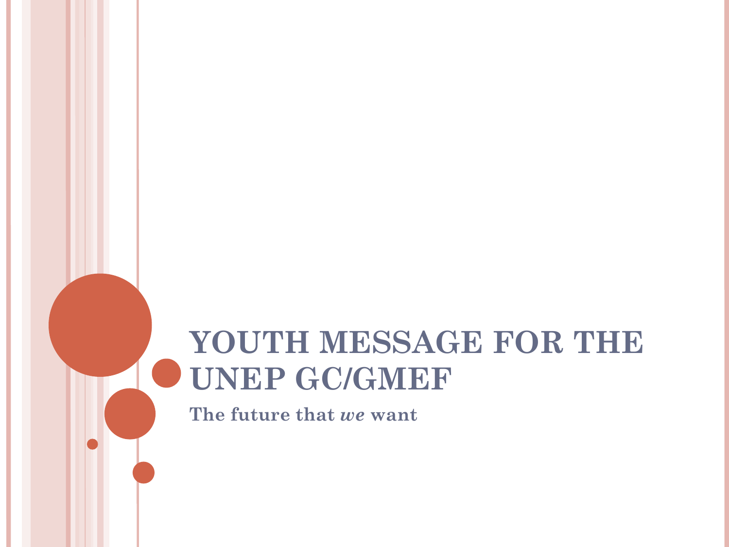# YOUTH MESSAGE FOR THE UNEP GC/GMEF

**The future that *we* want**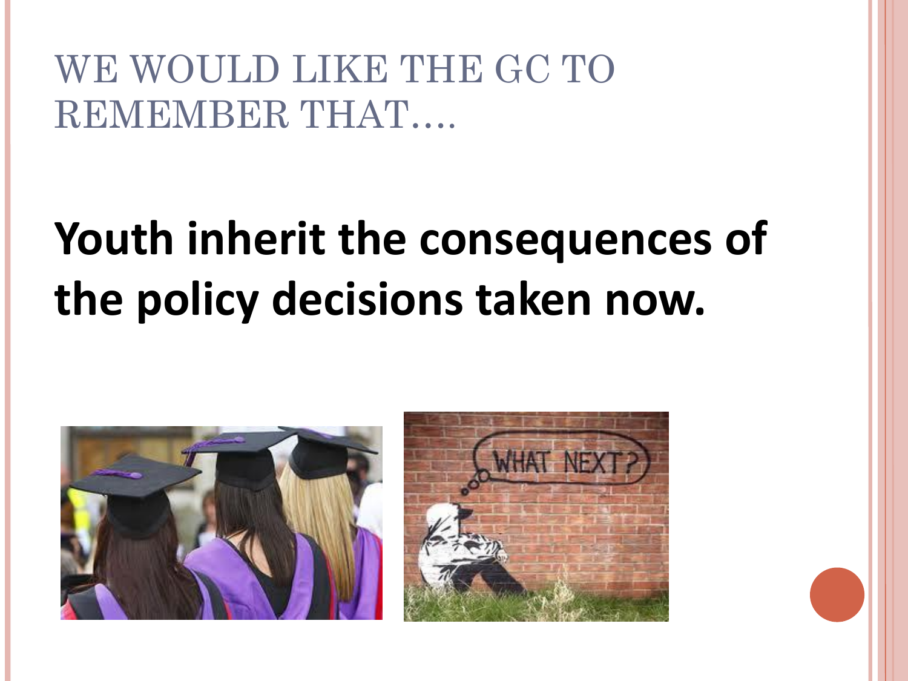# WE WOULD LIKE THE GC TO REMEMBER THAT….

**Youth inherit the consequences of the policy decisions taken now.**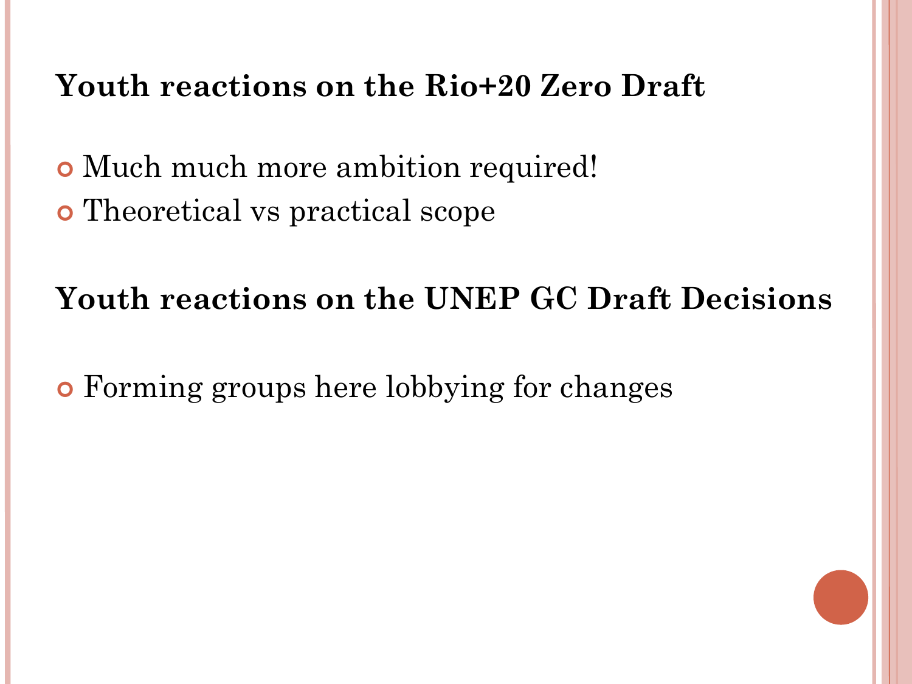## Youth reactions on the Rio+20 Zero Draft

- Much much more ambition required!
- Theoretical vs practical scope

## Youth reactions on the UNEP GC Draft Decisions

- Forming groups here lobbying for changes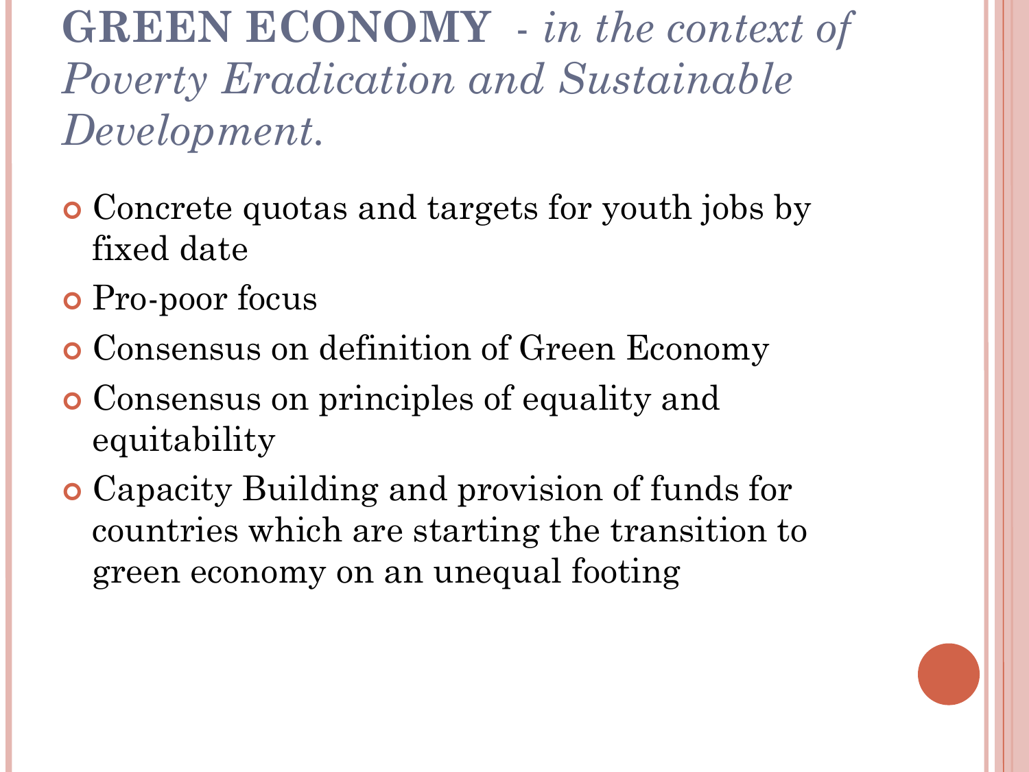# **GREEN ECONOMY** *- in the context of Poverty Eradication and Sustainable Development.*

- Concrete quotas and targets for youth jobs by fixed date
- Pro-poor focus
- Consensus on definition of Green Economy
- Consensus on principles of equality and equitability
- Capacity Building and provision of funds for countries which are starting the transition to green economy on an unequal footing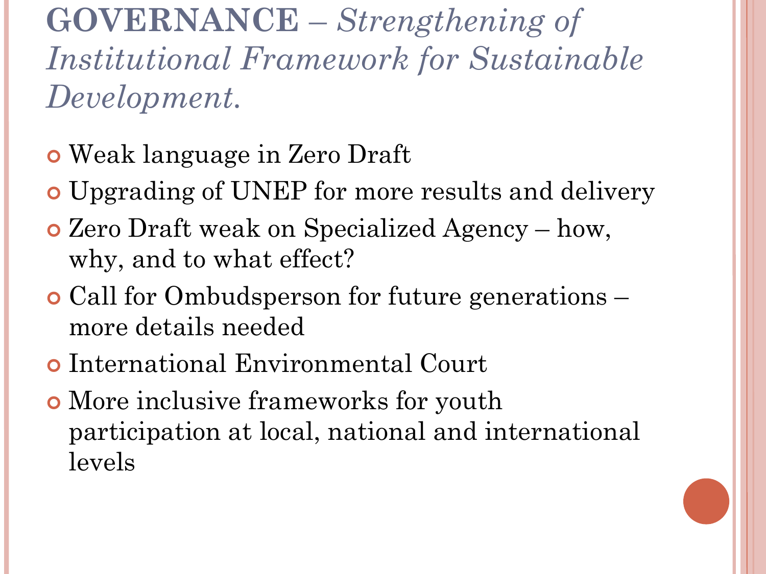# **GOVERNANCE** – *Strengthening of Institutional Framework for Sustainable Development.*

- Weak language in Zero Draft
- Upgrading of UNEP for more results and delivery
- Zero Draft weak on Specialized Agency – how, why, and to what effect?
- Call for Ombudsperson for future generations – more details needed
- International Environmental Court
- More inclusive frameworks for youth participation at local, national and international levels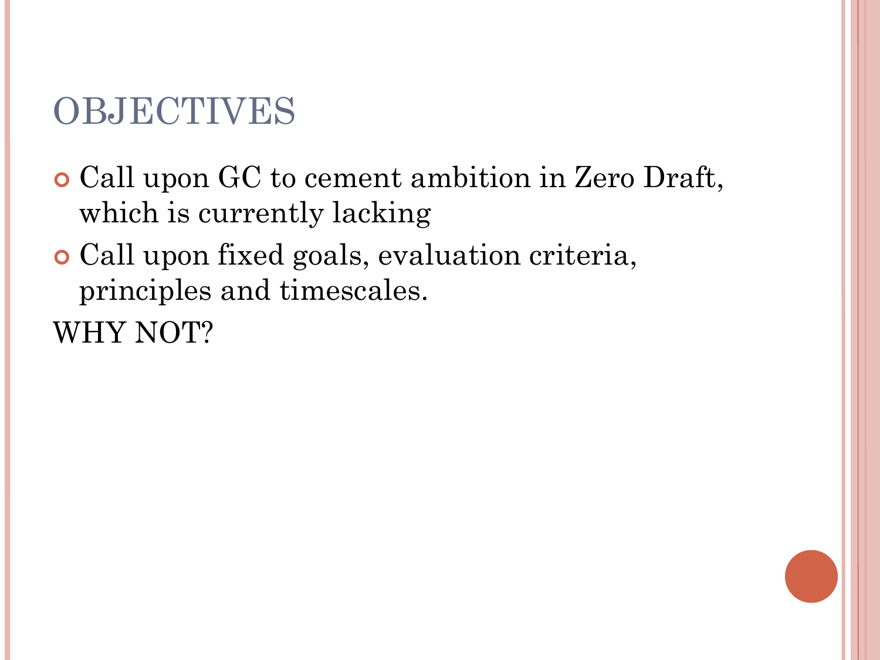# OBJECTIVES

- Call upon GC to cement ambition in Zero Draft, which is currently lacking
- Call upon fixed goals, evaluation criteria, principles and timescales.

WHY NOT?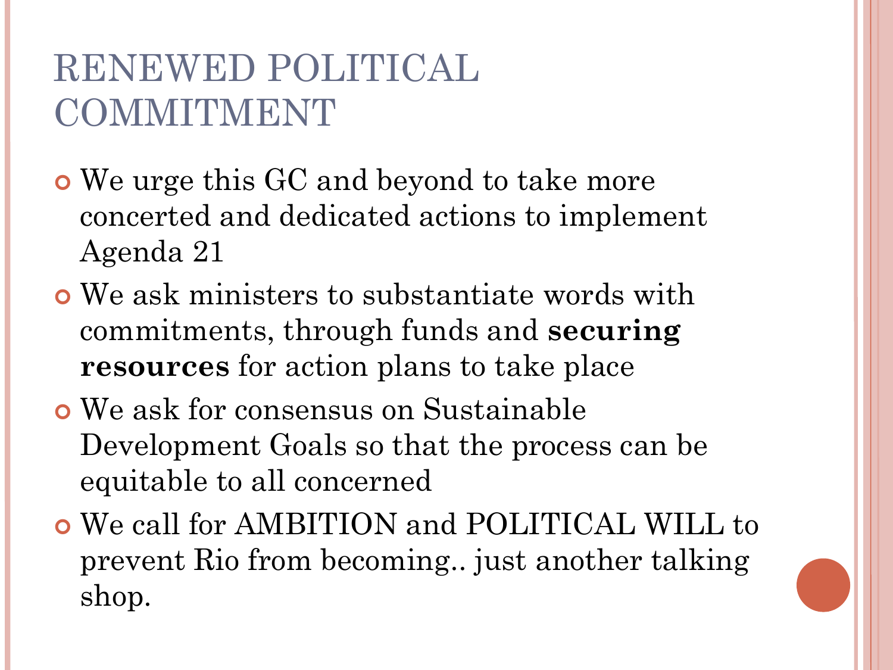# RENEWED POLITICAL COMMITMENT

- We urge this GC and beyond to take more concerted and dedicated actions to implement Agenda 21
- We ask ministers to substantiate words with commitments, through funds and **securing resources** for action plans to take place
- We ask for consensus on Sustainable Development Goals so that the process can be equitable to all concerned
- We call for AMBITION and POLITICAL WILL to prevent Rio from becoming.. just another talking shop.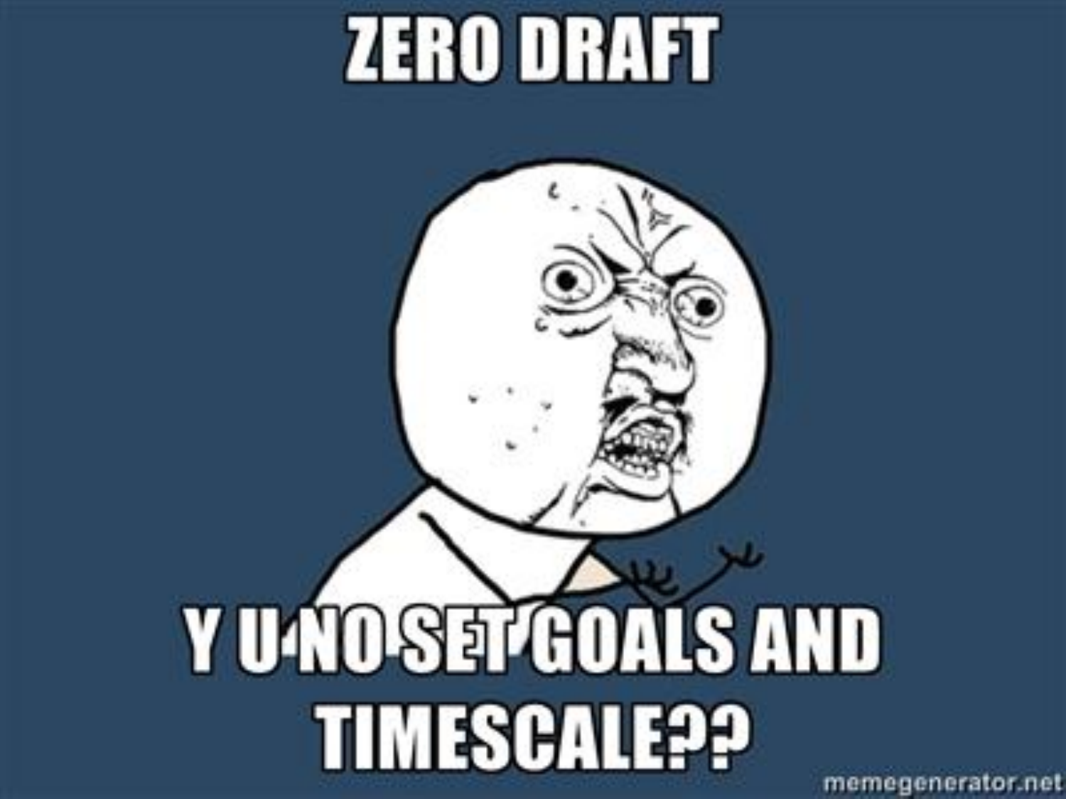ZERO DRAFT

Y U NO SET GOALS AND TIMESCALE??

memegenerator.net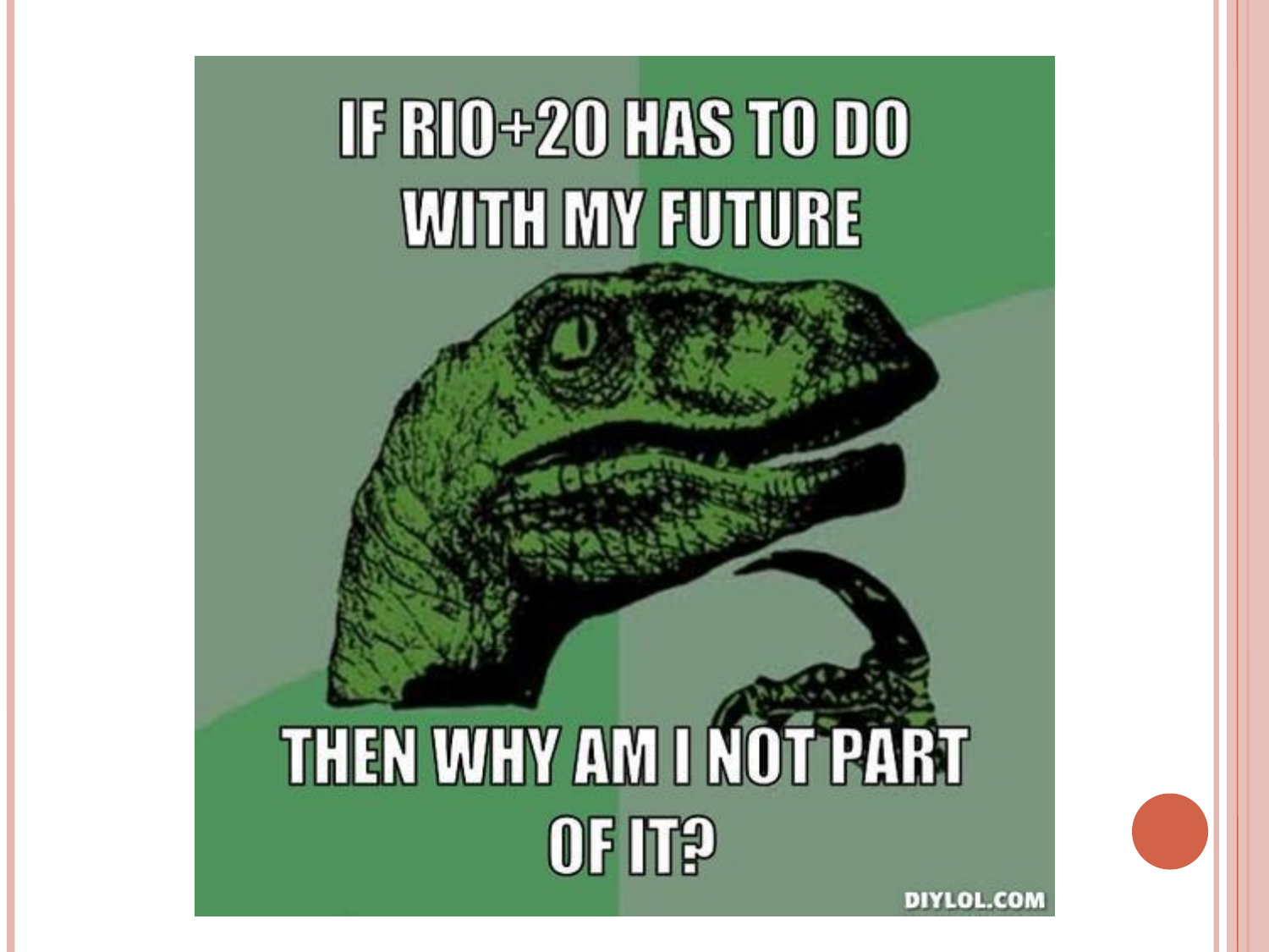IF RIO+20 HAS TO DO WITH MY FUTURE

THEN WHY AM I NOT PART OF IT?

DIYLOL.COM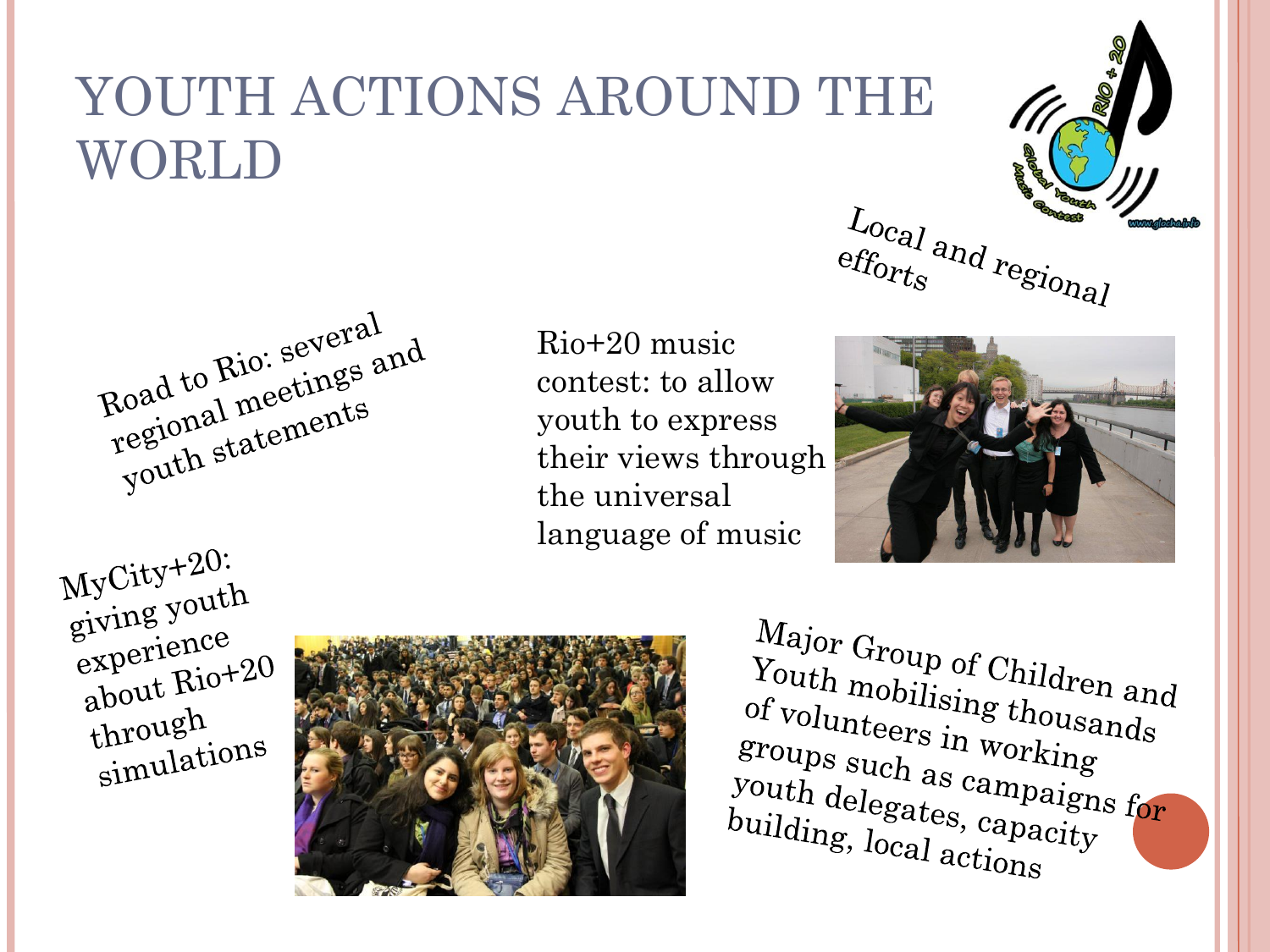# YOUTH ACTIONS AROUND THE WORLD

Local and regional efforts

Road to Rio: several regional meetings and youth statements

Rio+20 music contest: to allow youth to express their views through the universal language of music

MyCity+20: giving youth experience about Rio+20 through simulations

Major Group of Children and Youth mobilising thousands of volunteers in working groups such as campaigns for youth delegates, capacity building, local actions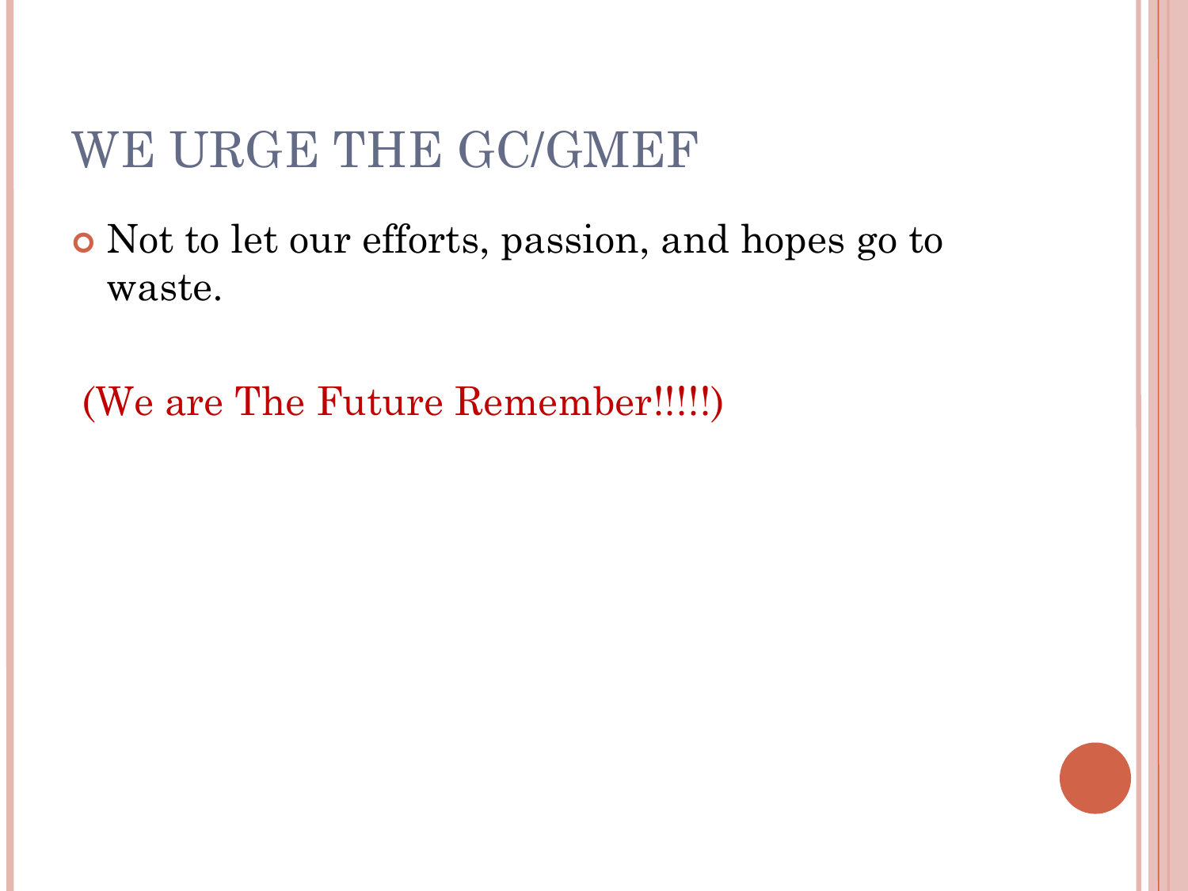# WE URGE THE GC/GMEF

- Not to let our efforts, passion, and hopes go to waste.

(We are The Future Remember!!!!!)